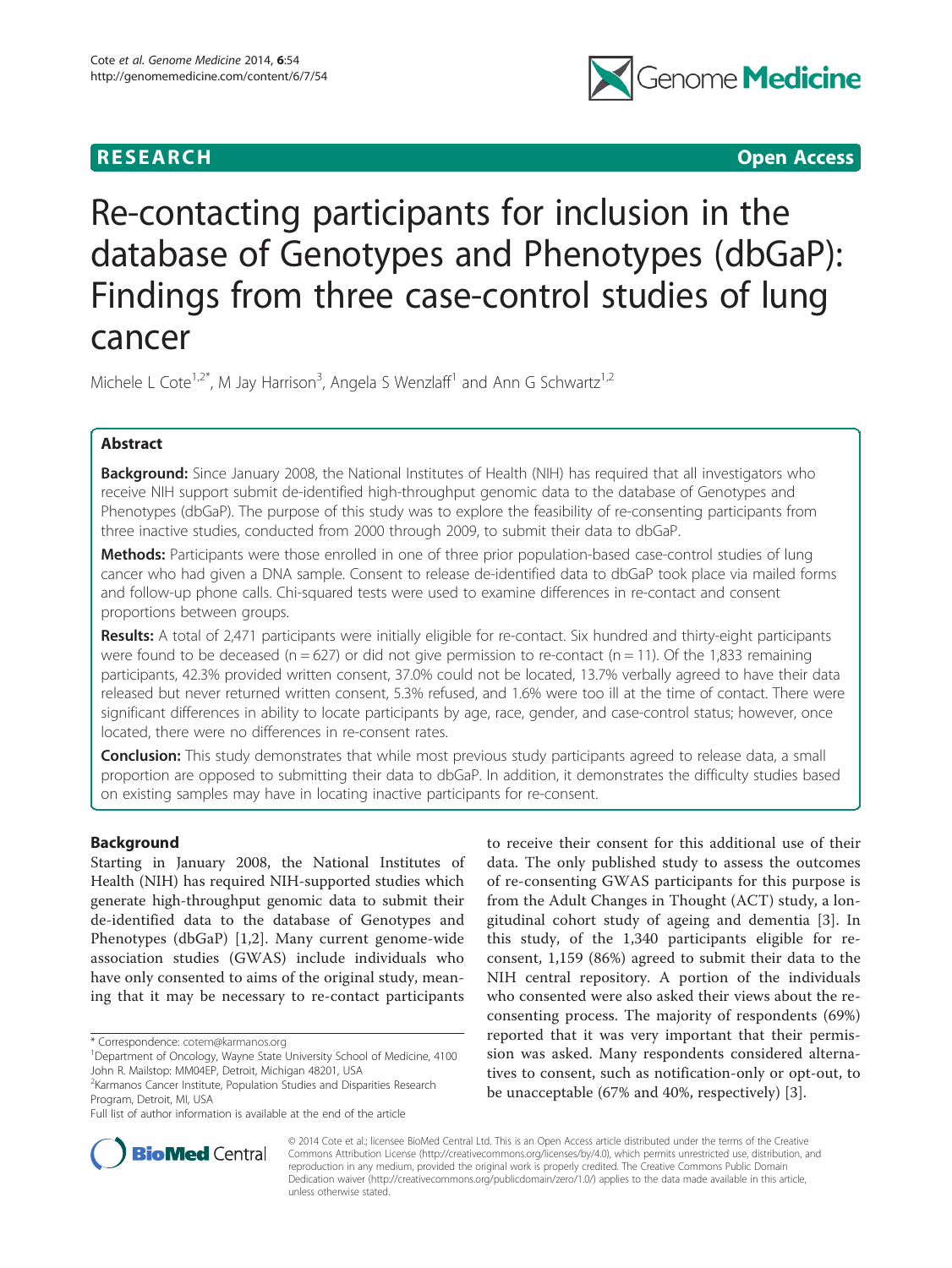**RESEARCH** **Open Access**

# Re-contacting participants for inclusion in the database of Genotypes and Phenotypes (dbGaP): Findings from three case-control studies of lung cancer

Michele L Cote[1,2*], M Jay Harrison[3], Angela S Wenzlaff[1] and Ann G Schwartz[1,2]

## Abstract

**Background:** Since January 2008, the National Institutes of Health (NIH) has required that all investigators who receive NIH support submit de-identified high-throughput genomic data to the database of Genotypes and Phenotypes (dbGaP). The purpose of this study was to explore the feasibility of re-consenting participants from three inactive studies, conducted from 2000 through 2009, to submit their data to dbGaP.

**Methods:** Participants were those enrolled in one of three prior population-based case-control studies of lung cancer who had given a DNA sample. Consent to release de-identified data to dbGaP took place via mailed forms and follow-up phone calls. Chi-squared tests were used to examine differences in re-contact and consent proportions between groups.

**Results:** A total of 2,471 participants were initially eligible for re-contact. Six hundred and thirty-eight participants were found to be deceased (n = 627) or did not give permission to re-contact (n = 11). Of the 1,833 remaining participants, 42.3% provided written consent, 37.0% could not be located, 13.7% verbally agreed to have their data released but never returned written consent, 5.3% refused, and 1.6% were too ill at the time of contact. There were significant differences in ability to locate participants by age, race, gender, and case-control status; however, once located, there were no differences in re-consent rates.

**Conclusion:** This study demonstrates that while most previous study participants agreed to release data, a small proportion are opposed to submitting their data to dbGaP. In addition, it demonstrates the difficulty studies based on existing samples may have in locating inactive participants for re-consent.

## Background

Starting in January 2008, the National Institutes of Health (NIH) has required NIH-supported studies which generate high-throughput genomic data to submit their de-identified data to the database of Genotypes and Phenotypes (dbGaP) [1,2]. Many current genome-wide association studies (GWAS) include individuals who have only consented to aims of the original study, meaning that it may be necessary to re-contact participants to receive their consent for this additional use of their data. The only published study to assess the outcomes of re-consenting GWAS participants for this purpose is from the Adult Changes in Thought (ACT) study, a longitudinal cohort study of ageing and dementia [3]. In this study, of the 1,340 participants eligible for re-consent, 1,159 (86%) agreed to submit their data to the NIH central repository. A portion of the individuals who consented were also asked their views about the re-consenting process. The majority of respondents (69%) reported that it was very important that their permission was asked. Many respondents considered alternatives to consent, such as notification-only or opt-out, to be unacceptable (67% and 40%, respectively) [3].

\* Correspondence: cotem@karmanos.org
[1]Department of Oncology, Wayne State University School of Medicine, 4100 John R. Mailstop: MM04EP, Detroit, Michigan 48201, USA
[2]Karmanos Cancer Institute, Population Studies and Disparities Research Program, Detroit, MI, USA
Full list of author information is available at the end of the article

© 2014 Cote et al.; licensee BioMed Central Ltd. This is an Open Access article distributed under the terms of the Creative Commons Attribution License (http://creativecommons.org/licenses/by/4.0), which permits unrestricted use, distribution, and reproduction in any medium, provided the original work is properly credited. The Creative Commons Public Domain Dedication waiver (http://creativecommons.org/publicdomain/zero/1.0/) applies to the data made available in this article, unless otherwise stated.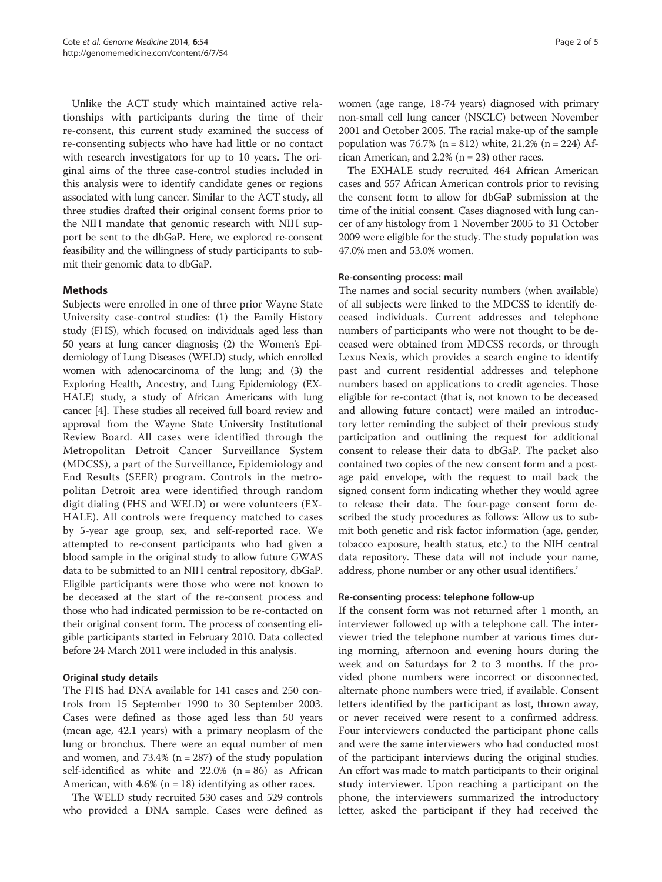Unlike the ACT study which maintained active relationships with participants during the time of their re-consent, this current study examined the success of re-consenting subjects who have had little or no contact with research investigators for up to 10 years. The original aims of the three case-control studies included in this analysis were to identify candidate genes or regions associated with lung cancer. Similar to the ACT study, all three studies drafted their original consent forms prior to the NIH mandate that genomic research with NIH support be sent to the dbGaP. Here, we explored re-consent feasibility and the willingness of study participants to submit their genomic data to dbGaP.

## Methods

Subjects were enrolled in one of three prior Wayne State University case-control studies: (1) the Family History study (FHS), which focused on individuals aged less than 50 years at lung cancer diagnosis; (2) the Women's Epidemiology of Lung Diseases (WELD) study, which enrolled women with adenocarcinoma of the lung; and (3) the Exploring Health, Ancestry, and Lung Epidemiology (EXHALE) study, a study of African Americans with lung cancer [4]. These studies all received full board review and approval from the Wayne State University Institutional Review Board. All cases were identified through the Metropolitan Detroit Cancer Surveillance System (MDCSS), a part of the Surveillance, Epidemiology and End Results (SEER) program. Controls in the metropolitan Detroit area were identified through random digit dialing (FHS and WELD) or were volunteers (EXHALE). All controls were frequency matched to cases by 5-year age group, sex, and self-reported race. We attempted to re-consent participants who had given a blood sample in the original study to allow future GWAS data to be submitted to an NIH central repository, dbGaP. Eligible participants were those who were not known to be deceased at the start of the re-consent process and those who had indicated permission to be re-contacted on their original consent form. The process of consenting eligible participants started in February 2010. Data collected before 24 March 2011 were included in this analysis.

### Original study details

The FHS had DNA available for 141 cases and 250 controls from 15 September 1990 to 30 September 2003. Cases were defined as those aged less than 50 years (mean age, 42.1 years) with a primary neoplasm of the lung or bronchus. There were an equal number of men and women, and 73.4% (n = 287) of the study population self-identified as white and 22.0% (n = 86) as African American, with 4.6% (n = 18) identifying as other races.

The WELD study recruited 530 cases and 529 controls who provided a DNA sample. Cases were defined as women (age range, 18-74 years) diagnosed with primary non-small cell lung cancer (NSCLC) between November 2001 and October 2005. The racial make-up of the sample population was 76.7% (n = 812) white, 21.2% (n = 224) African American, and 2.2% (n = 23) other races.

The EXHALE study recruited 464 African American cases and 557 African American controls prior to revising the consent form to allow for dbGaP submission at the time of the initial consent. Cases diagnosed with lung cancer of any histology from 1 November 2005 to 31 October 2009 were eligible for the study. The study population was 47.0% men and 53.0% women.

### Re-consenting process: mail

The names and social security numbers (when available) of all subjects were linked to the MDCSS to identify deceased individuals. Current addresses and telephone numbers of participants who were not thought to be deceased were obtained from MDCSS records, or through Lexus Nexis, which provides a search engine to identify past and current residential addresses and telephone numbers based on applications to credit agencies. Those eligible for re-contact (that is, not known to be deceased and allowing future contact) were mailed an introductory letter reminding the subject of their previous study participation and outlining the request for additional consent to release their data to dbGaP. The packet also contained two copies of the new consent form and a postage paid envelope, with the request to mail back the signed consent form indicating whether they would agree to release their data. The four-page consent form described the study procedures as follows: 'Allow us to submit both genetic and risk factor information (age, gender, tobacco exposure, health status, etc.) to the NIH central data repository. These data will not include your name, address, phone number or any other usual identifiers.'

### Re-consenting process: telephone follow-up

If the consent form was not returned after 1 month, an interviewer followed up with a telephone call. The interviewer tried the telephone number at various times during morning, afternoon and evening hours during the week and on Saturdays for 2 to 3 months. If the provided phone numbers were incorrect or disconnected, alternate phone numbers were tried, if available. Consent letters identified by the participant as lost, thrown away, or never received were resent to a confirmed address. Four interviewers conducted the participant phone calls and were the same interviewers who had conducted most of the participant interviews during the original studies. An effort was made to match participants to their original study interviewer. Upon reaching a participant on the phone, the interviewers summarized the introductory letter, asked the participant if they had received the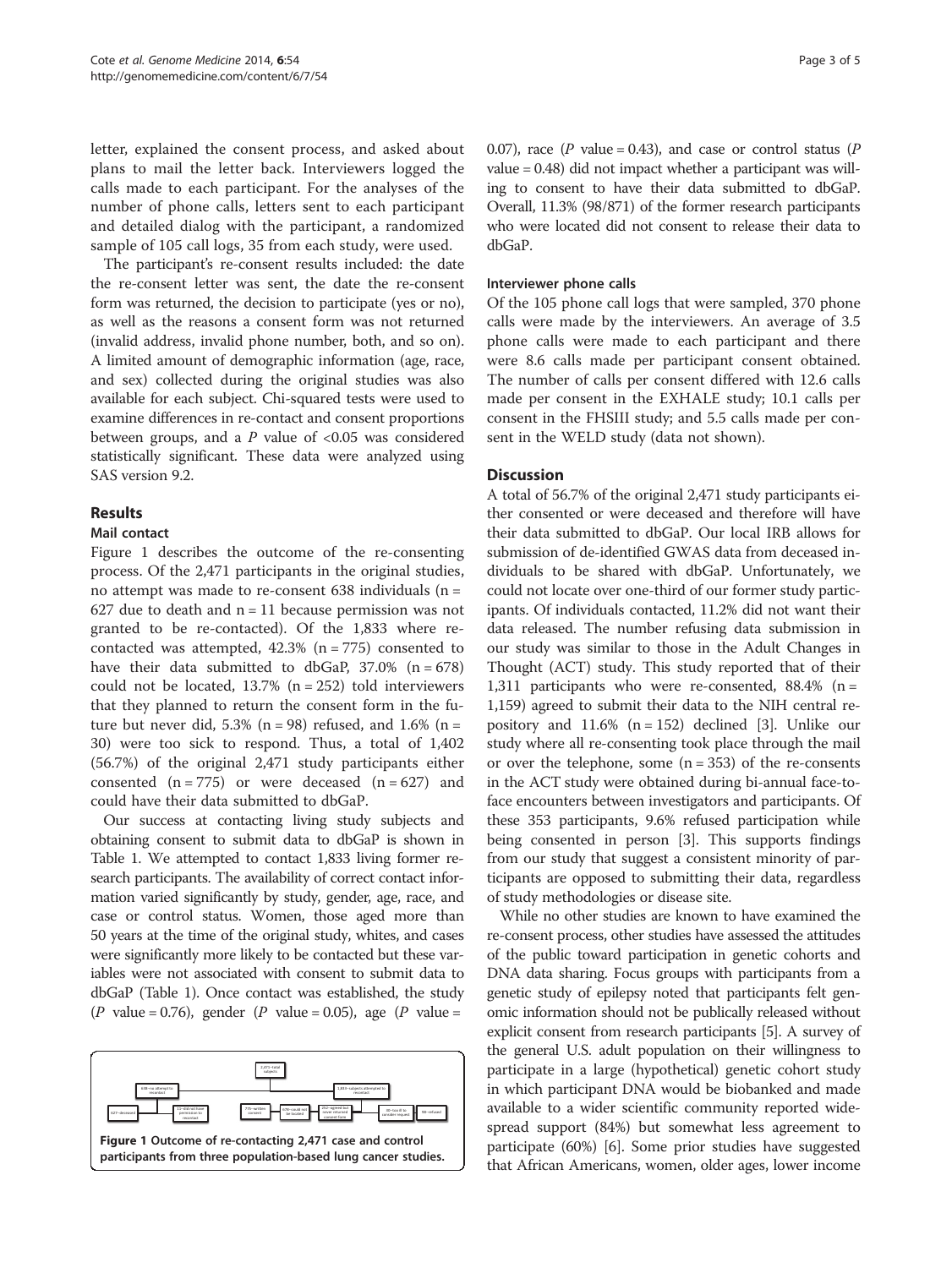letter, explained the consent process, and asked about plans to mail the letter back. Interviewers logged the calls made to each participant. For the analyses of the number of phone calls, letters sent to each participant and detailed dialog with the participant, a randomized sample of 105 call logs, 35 from each study, were used.

The participant's re-consent results included: the date the re-consent letter was sent, the date the re-consent form was returned, the decision to participate (yes or no), as well as the reasons a consent form was not returned (invalid address, invalid phone number, both, and so on). A limited amount of demographic information (age, race, and sex) collected during the original studies was also available for each subject. Chi-squared tests were used to examine differences in re-contact and consent proportions between groups, and a $P$ value of <0.05 was considered statistically significant. These data were analyzed using SAS version 9.2.

## Results

### Mail contact

Figure 1 describes the outcome of the re-consenting process. Of the 2,471 participants in the original studies, no attempt was made to re-consent 638 individuals (n = 627 due to death and n = 11 because permission was not granted to be re-contacted). Of the 1,833 where re-contacted was attempted, 42.3% (n = 775) consented to have their data submitted to dbGaP, 37.0% (n = 678) could not be located, 13.7% (n = 252) told interviewers that they planned to return the consent form in the future but never did, 5.3% (n = 98) refused, and 1.6% (n = 30) were too sick to respond. Thus, a total of 1,402 (56.7%) of the original 2,471 study participants either consented (n = 775) or were deceased (n = 627) and could have their data submitted to dbGaP.

Our success at contacting living study subjects and obtaining consent to submit data to dbGaP is shown in Table 1. We attempted to contact 1,833 living former research participants. The availability of correct contact information varied significantly by study, gender, age, race, and case or control status. Women, those aged more than 50 years at the time of the original study, whites, and cases were significantly more likely to be contacted but these variables were not associated with consent to submit data to dbGaP (Table 1). Once contact was established, the study ($P$ value = 0.76), gender ($P$ value = 0.05), age ($P$ value = 0.07), race ($P$ value = 0.43), and case or control status ($P$ value = 0.48) did not impact whether a participant was willing to consent to have their data submitted to dbGaP. Overall, 11.3% (98/871) of the former research participants who were located did not consent to release their data to dbGaP.

Figure 1 Outcome of re-contacting 2,471 case and control participants from three population-based lung cancer studies.

### Interviewer phone calls

Of the 105 phone call logs that were sampled, 370 phone calls were made by the interviewers. An average of 3.5 phone calls were made to each participant and there were 8.6 calls made per participant consent obtained. The number of calls per consent differed with 12.6 calls made per consent in the EXHALE study; 10.1 calls per consent in the FHSIII study; and 5.5 calls made per consent in the WELD study (data not shown).

## Discussion

A total of 56.7% of the original 2,471 study participants either consented or were deceased and therefore will have their data submitted to dbGaP. Our local IRB allows for submission of de-identified GWAS data from deceased individuals to be shared with dbGaP. Unfortunately, we could not locate over one-third of our former study participants. Of individuals contacted, 11.2% did not want their data released. The number refusing data submission in our study was similar to those in the Adult Changes in Thought (ACT) study. This study reported that of their 1,311 participants who were re-consented, 88.4% (n = 1,159) agreed to submit their data to the NIH central repository and 11.6% (n = 152) declined [3]. Unlike our study where all re-consenting took place through the mail or over the telephone, some (n = 353) of the re-consents in the ACT study were obtained during bi-annual face-to-face encounters between investigators and participants. Of these 353 participants, 9.6% refused participation while being consented in person [3]. This supports findings from our study that suggest a consistent minority of participants are opposed to submitting their data, regardless of study methodologies or disease site.

While no other studies are known to have examined the re-consent process, other studies have assessed the attitudes of the public toward participation in genetic cohorts and DNA data sharing. Focus groups with participants from a genetic study of epilepsy noted that participants felt genomic information should not be publically released without explicit consent from research participants [5]. A survey of the general U.S. adult population on their willingness to participate in a large (hypothetical) genetic cohort study in which participant DNA would be biobanked and made available to a wider scientific community reported widespread support (84%) but somewhat less agreement to participate (60%) [6]. Some prior studies have suggested that African Americans, women, older ages, lower income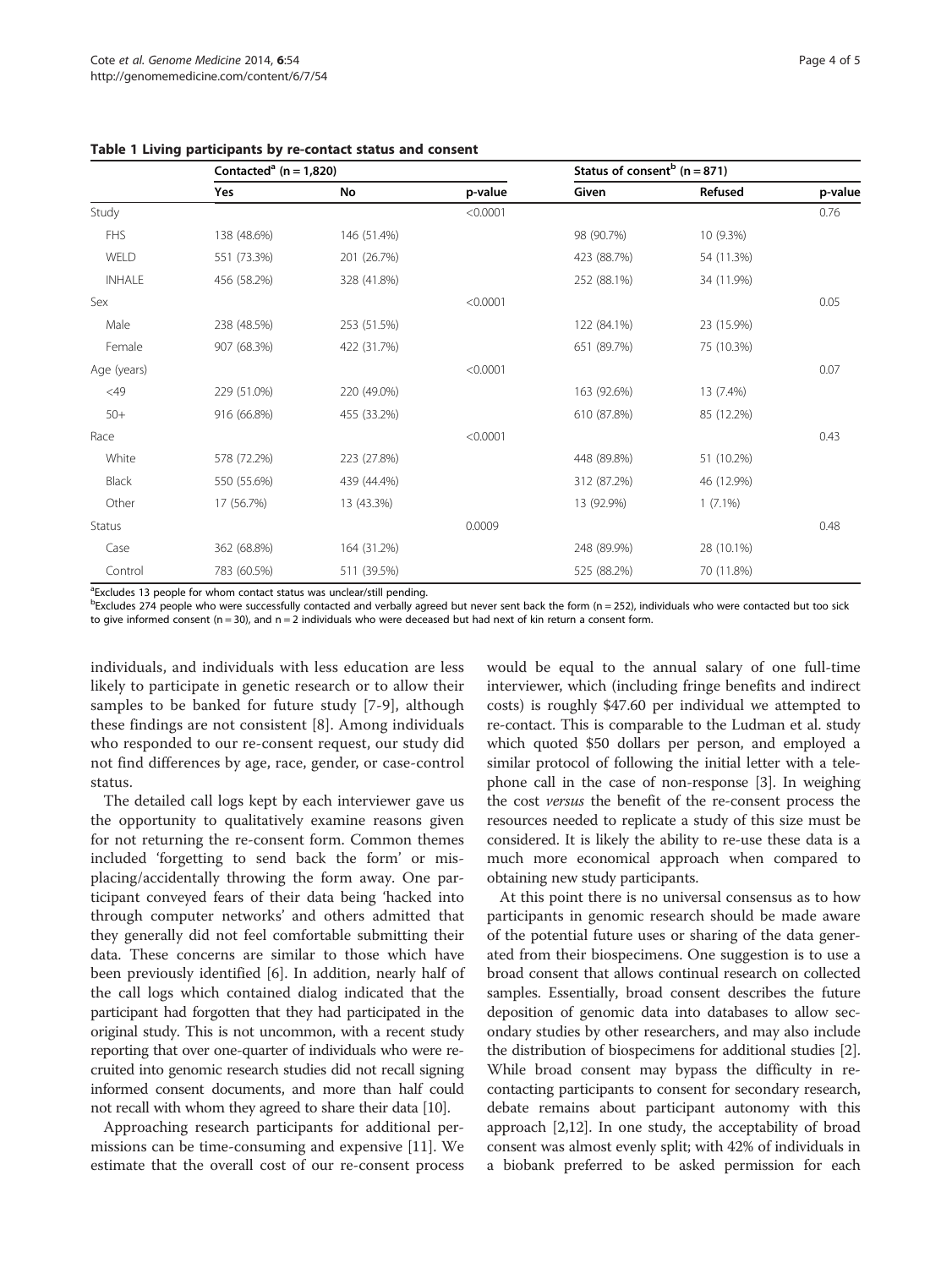**Table 1 Living participants by re-contact status and consent**

| | Contacted[a] (n = 1,820) | | | Status of consent[b] (n = 871) | | |
|---|---|---|---|---|---|---|
| | Yes | No | p-value | Given | Refused | p-value |
| Study | | | <0.0001 | | | 0.76 |
| FHS | 138 (48.6%) | 146 (51.4%) | | 98 (90.7%) | 10 (9.3%) | |
| WELD | 551 (73.3%) | 201 (26.7%) | | 423 (88.7%) | 54 (11.3%) | |
| INHALE | 456 (58.2%) | 328 (41.8%) | | 252 (88.1%) | 34 (11.9%) | |
| Sex | | | <0.0001 | | | 0.05 |
| Male | 238 (48.5%) | 253 (51.5%) | | 122 (84.1%) | 23 (15.9%) | |
| Female | 907 (68.3%) | 422 (31.7%) | | 651 (89.7%) | 75 (10.3%) | |
| Age (years) | | | <0.0001 | | | 0.07 |
| <49 | 229 (51.0%) | 220 (49.0%) | | 163 (92.6%) | 13 (7.4%) | |
| 50+ | 916 (66.8%) | 455 (33.2%) | | 610 (87.8%) | 85 (12.2%) | |
| Race | | | <0.0001 | | | 0.43 |
| White | 578 (72.2%) | 223 (27.8%) | | 448 (89.8%) | 51 (10.2%) | |
| Black | 550 (55.6%) | 439 (44.4%) | | 312 (87.2%) | 46 (12.9%) | |
| Other | 17 (56.7%) | 13 (43.3%) | | 13 (92.9%) | 1 (7.1%) | |
| Status | | | 0.0009 | | | 0.48 |
| Case | 362 (68.8%) | 164 (31.2%) | | 248 (89.9%) | 28 (10.1%) | |
| Control | 783 (60.5%) | 511 (39.5%) | | 525 (88.2%) | 70 (11.8%) | |

[a]Excludes 13 people for whom contact status was unclear/still pending.
[b]Excludes 274 people who were successfully contacted and verbally agreed but never sent back the form (n = 252), individuals who were contacted but too sick to give informed consent (n = 30), and n = 2 individuals who were deceased but had next of kin return a consent form.

individuals, and individuals with less education are less likely to participate in genetic research or to allow their samples to be banked for future study [7-9], although these findings are not consistent [8]. Among individuals who responded to our re-consent request, our study did not find differences by age, race, gender, or case-control status.

The detailed call logs kept by each interviewer gave us the opportunity to qualitatively examine reasons given for not returning the re-consent form. Common themes included 'forgetting to send back the form' or misplacing/accidentally throwing the form away. One participant conveyed fears of their data being 'hacked into through computer networks' and others admitted that they generally did not feel comfortable submitting their data. These concerns are similar to those which have been previously identified [6]. In addition, nearly half of the call logs which contained dialog indicated that the participant had forgotten that they had participated in the original study. This is not uncommon, with a recent study reporting that over one-quarter of individuals who were recruited into genomic research studies did not recall signing informed consent documents, and more than half could not recall with whom they agreed to share their data [10].

Approaching research participants for additional permissions can be time-consuming and expensive [11]. We estimate that the overall cost of our re-consent process would be equal to the annual salary of one full-time interviewer, which (including fringe benefits and indirect costs) is roughly \$47.60 per individual we attempted to re-contact. This is comparable to the Ludman et al. study which quoted \$50 dollars per person, and employed a similar protocol of following the initial letter with a telephone call in the case of non-response [3]. In weighing the cost *versus* the benefit of the re-consent process the resources needed to replicate a study of this size must be considered. It is likely the ability to re-use these data is a much more economical approach when compared to obtaining new study participants.

At this point there is no universal consensus as to how participants in genomic research should be made aware of the potential future uses or sharing of the data generated from their biospecimens. One suggestion is to use a broad consent that allows continual research on collected samples. Essentially, broad consent describes the future deposition of genomic data into databases to allow secondary studies by other researchers, and may also include the distribution of biospecimens for additional studies [2]. While broad consent may bypass the difficulty in re-contacting participants to consent for secondary research, debate remains about participant autonomy with this approach [2,12]. In one study, the acceptability of broad consent was almost evenly split; with 42% of individuals in a biobank preferred to be asked permission for each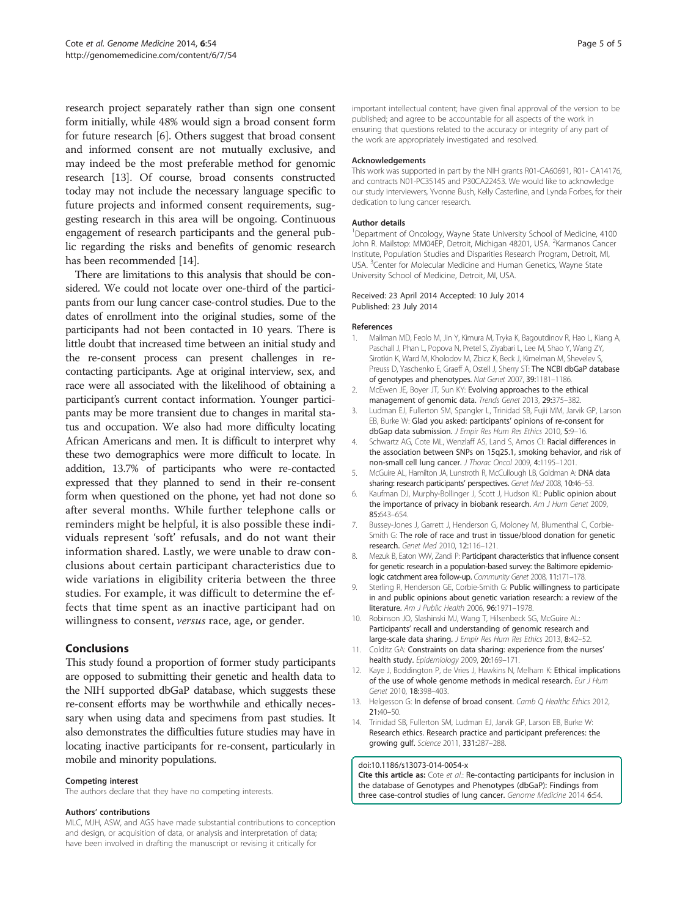research project separately rather than sign one consent form initially, while 48% would sign a broad consent form for future research [6]. Others suggest that broad consent and informed consent are not mutually exclusive, and may indeed be the most preferable method for genomic research [13]. Of course, broad consents constructed today may not include the necessary language specific to future projects and informed consent requirements, suggesting research in this area will be ongoing. Continuous engagement of research participants and the general public regarding the risks and benefits of genomic research has been recommended [14].

There are limitations to this analysis that should be considered. We could not locate over one-third of the participants from our lung cancer case-control studies. Due to the dates of enrollment into the original studies, some of the participants had not been contacted in 10 years. There is little doubt that increased time between an initial study and the re-consent process can present challenges in re-contacting participants. Age at original interview, sex, and race were all associated with the likelihood of obtaining a participant's current contact information. Younger participants may be more transient due to changes in marital status and occupation. We also had more difficulty locating African Americans and men. It is difficult to interpret why these two demographics were more difficult to locate. In addition, 13.7% of participants who were re-contacted expressed that they planned to send in their re-consent form when questioned on the phone, yet had not done so after several months. While further telephone calls or reminders might be helpful, it is also possible these individuals represent 'soft' refusals, and do not want their information shared. Lastly, we were unable to draw conclusions about certain participant characteristics due to wide variations in eligibility criteria between the three studies. For example, it was difficult to determine the effects that time spent as an inactive participant had on willingness to consent, *versus* race, age, or gender.

## Conclusions

This study found a proportion of former study participants are opposed to submitting their genetic and health data to the NIH supported dbGaP database, which suggests these re-consent efforts may be worthwhile and ethically necessary when using data and specimens from past studies. It also demonstrates the difficulties future studies may have in locating inactive participants for re-consent, particularly in mobile and minority populations.

#### Competing interest

The authors declare that they have no competing interests.

#### Authors' contributions

MLC, MJH, ASW, and AGS have made substantial contributions to conception and design, or acquisition of data, or analysis and interpretation of data; have been involved in drafting the manuscript or revising it critically for important intellectual content; have given final approval of the version to be published; and agree to be accountable for all aspects of the work in ensuring that questions related to the accuracy or integrity of any part of the work are appropriately investigated and resolved.

#### Acknowledgements

This work was supported in part by the NIH grants R01-CA60691, R01- CA14176, and contracts N01-PC35145 and P30CA22453. We would like to acknowledge our study interviewers, Yvonne Bush, Kelly Casterline, and Lynda Forbes, for their dedication to lung cancer research.

#### Author details

[1]Department of Oncology, Wayne State University School of Medicine, 4100 John R. Mailstop: MM04EP, Detroit, Michigan 48201, USA. [2]Karmanos Cancer Institute, Population Studies and Disparities Research Program, Detroit, MI, USA. [3]Center for Molecular Medicine and Human Genetics, Wayne State University School of Medicine, Detroit, MI, USA.

Received: 23 April 2014 Accepted: 10 July 2014
Published: 23 July 2014

#### References

1. Mailman MD, Feolo M, Jin Y, Kimura M, Tryka K, Bagoutdinov R, Hao L, Kiang A, Paschall J, Phan L, Popova N, Pretel S, Ziyabari L, Lee M, Shao Y, Wang ZY, Sirotkin K, Ward M, Kholodov M, Zbicz K, Beck J, Kimelman M, Shevelev S, Preuss D, Yaschenko E, Graeff A, Ostell J, Sherry ST: **The NCBI dbGaP database of genotypes and phenotypes.** *Nat Genet* 2007, **39:**1181–1186.
2. McEwen JE, Boyer JT, Sun KY: **Evolving approaches to the ethical management of genomic data.** *Trends Genet* 2013, **29:**375–382.
3. Ludman EJ, Fullerton SM, Spangler L, Trinidad SB, Fujii MM, Jarvik GP, Larson EB, Burke W: **Glad you asked: participants' opinions of re-consent for dbGap data submission.** *J Empir Res Hum Res Ethics* 2010, **5:**9–16.
4. Schwartz AG, Cote ML, Wenzlaff AS, Land S, Amos CI: **Racial differences in the association between SNPs on 15q25.1, smoking behavior, and risk of non-small cell lung cancer.** *J Thorac Oncol* 2009, **4:**1195–1201.
5. McGuire AL, Hamilton JA, Lunstroth R, McCullough LB, Goldman A: **DNA data sharing: research participants' perspectives.** *Genet Med* 2008, **10:**46–53.
6. Kaufman DJ, Murphy-Bollinger J, Scott J, Hudson KL: **Public opinion about the importance of privacy in biobank research.** *Am J Hum Genet* 2009, **85:**643–654.
7. Bussey-Jones J, Garrett J, Henderson G, Moloney M, Blumenthal C, Corbie-Smith G: **The role of race and trust in tissue/blood donation for genetic research.** *Genet Med* 2010, **12:**116–121.
8. Mezuk B, Eaton WW, Zandi P: **Participant characteristics that influence consent for genetic research in a population-based survey: the Baltimore epidemiologic catchment area follow-up.** *Community Genet* 2008, **11:**171–178.
9. Sterling R, Henderson GE, Corbie-Smith G: **Public willingness to participate in and public opinions about genetic variation research: a review of the literature.** *Am J Public Health* 2006, **96:**1971–1978.
10. Robinson JO, Slashinski MJ, Wang T, Hilsenbeck SG, McGuire AL: **Participants' recall and understanding of genomic research and large-scale data sharing.** *J Empir Res Hum Res Ethics* 2013, **8:**42–52.
11. Colditz GA: **Constraints on data sharing: experience from the nurses' health study.** *Epidemiology* 2009, **20:**169–171.
12. Kaye J, Boddington P, de Vries J, Hawkins N, Melham K: **Ethical implications of the use of whole genome methods in medical research.** *Eur J Hum Genet* 2010, **18:**398–403.
13. Helgesson G: **In defense of broad consent.** *Camb Q Healthc Ethics* 2012, **21:**40–50.
14. Trinidad SB, Fullerton SM, Ludman EJ, Jarvik GP, Larson EB, Burke W: **Research ethics. Research practice and participant preferences: the growing gulf.** *Science* 2011, **331:**287–288.

doi:10.1186/s13073-014-0054-x
**Cite this article as:** Cote *et al.*: Re-contacting participants for inclusion in the database of Genotypes and Phenotypes (dbGaP): Findings from three case-control studies of lung cancer. *Genome Medicine* 2014 **6**:54.